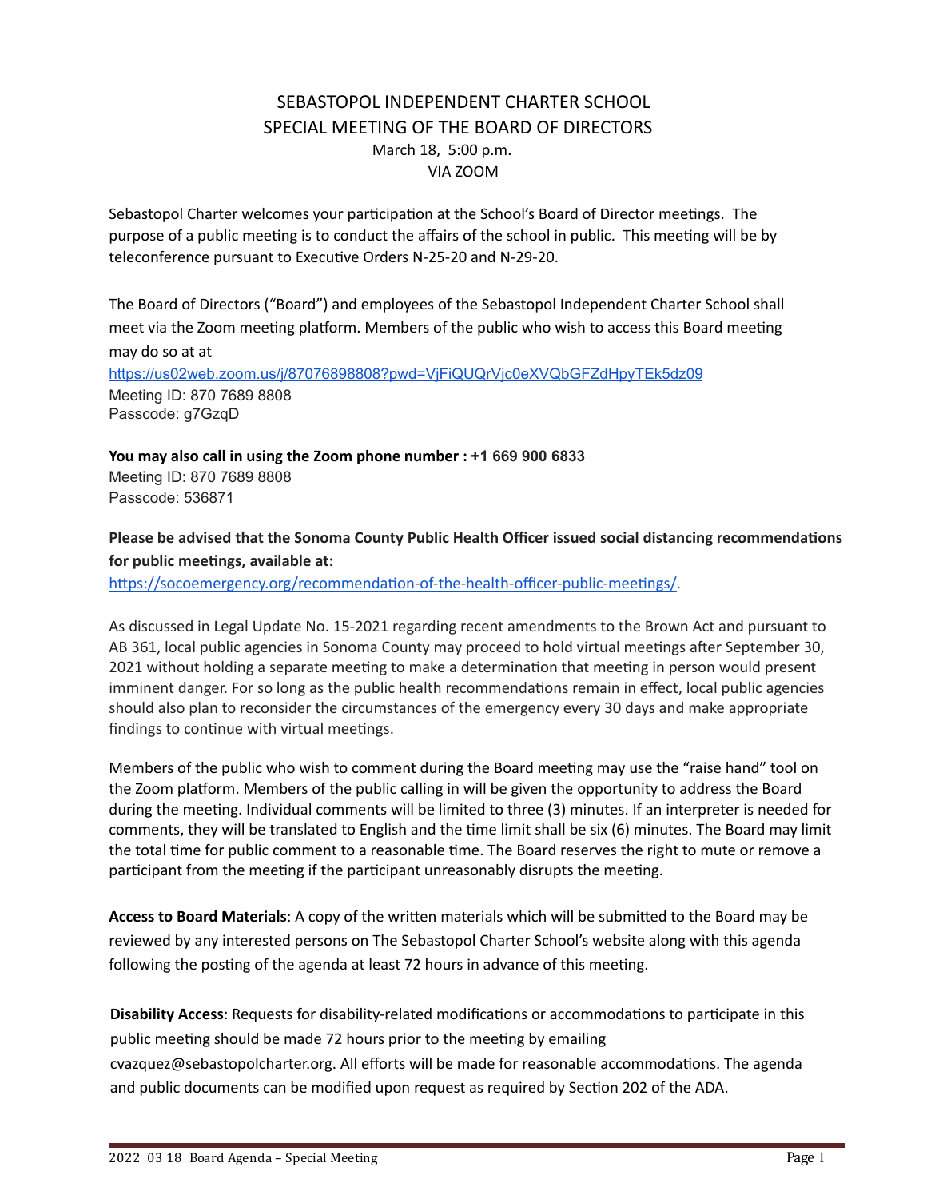# SEBASTOPOL INDEPENDENT CHARTER SCHOOL
## SPECIAL MEETING OF THE BOARD OF DIRECTORS

March 18, 5:00 p.m.
VIA ZOOM

Sebastopol Charter welcomes your participation at the School's Board of Director meetings. The purpose of a public meeting is to conduct the affairs of the school in public. This meeting will be by teleconference pursuant to Executive Orders N-25-20 and N-29-20.

The Board of Directors ("Board") and employees of the Sebastopol Independent Charter School shall meet via the Zoom meeting platform. Members of the public who wish to access this Board meeting may do so at at
https://us02web.zoom.us/j/87076898808?pwd=VjFiQUQrVjc0eXVQbGFZdHpyTEk5dz09
Meeting ID: 870 7689 8808
Passcode: g7GzqD

**You may also call in using the Zoom phone number : +1 669 900 6833**
Meeting ID: 870 7689 8808
Passcode: 536871

**Please be advised that the Sonoma County Public Health Officer issued social distancing recommendations for public meetings, available at:**
https://socoemergency.org/recommendation-of-the-health-officer-public-meetings/.

As discussed in Legal Update No. 15-2021 regarding recent amendments to the Brown Act and pursuant to AB 361, local public agencies in Sonoma County may proceed to hold virtual meetings after September 30, 2021 without holding a separate meeting to make a determination that meeting in person would present imminent danger. For so long as the public health recommendations remain in effect, local public agencies should also plan to reconsider the circumstances of the emergency every 30 days and make appropriate findings to continue with virtual meetings.

Members of the public who wish to comment during the Board meeting may use the "raise hand" tool on the Zoom platform. Members of the public calling in will be given the opportunity to address the Board during the meeting. Individual comments will be limited to three (3) minutes. If an interpreter is needed for comments, they will be translated to English and the time limit shall be six (6) minutes. The Board may limit the total time for public comment to a reasonable time. The Board reserves the right to mute or remove a participant from the meeting if the participant unreasonably disrupts the meeting.

**Access to Board Materials**: A copy of the written materials which will be submitted to the Board may be reviewed by any interested persons on The Sebastopol Charter School's website along with this agenda following the posting of the agenda at least 72 hours in advance of this meeting.

**Disability Access**: Requests for disability-related modifications or accommodations to participate in this public meeting should be made 72 hours prior to the meeting by emailing cvazquez@sebastopolcharter.org. All efforts will be made for reasonable accommodations. The agenda and public documents can be modified upon request as required by Section 202 of the ADA.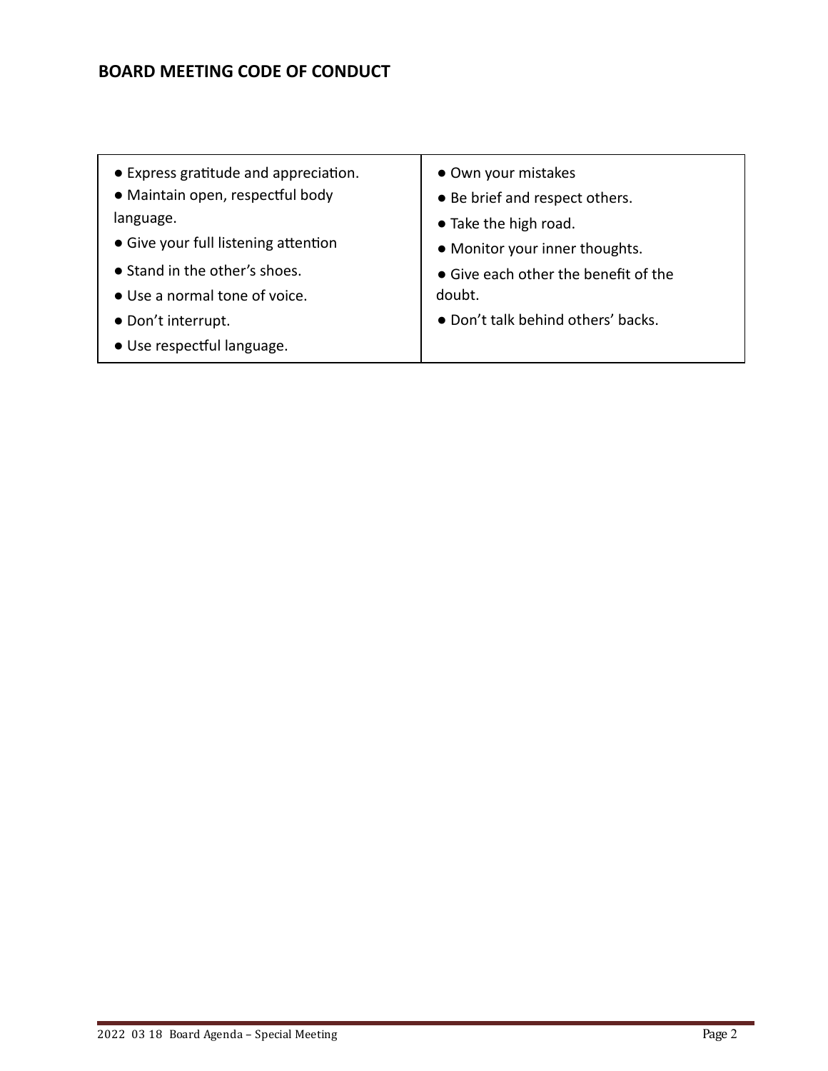## BOARD MEETING CODE OF CONDUCT

| ● Express gratitude and appreciation.<br>● Maintain open, respectful body language.<br>● Give your full listening attention<br>● Stand in the other's shoes.<br>● Use a normal tone of voice.<br>● Don't interrupt.<br>● Use respectful language. | ● Own your mistakes<br>● Be brief and respect others.<br>● Take the high road.<br>● Monitor your inner thoughts.<br>● Give each other the benefit of the doubt.<br>● Don't talk behind others' backs. |
|---|---|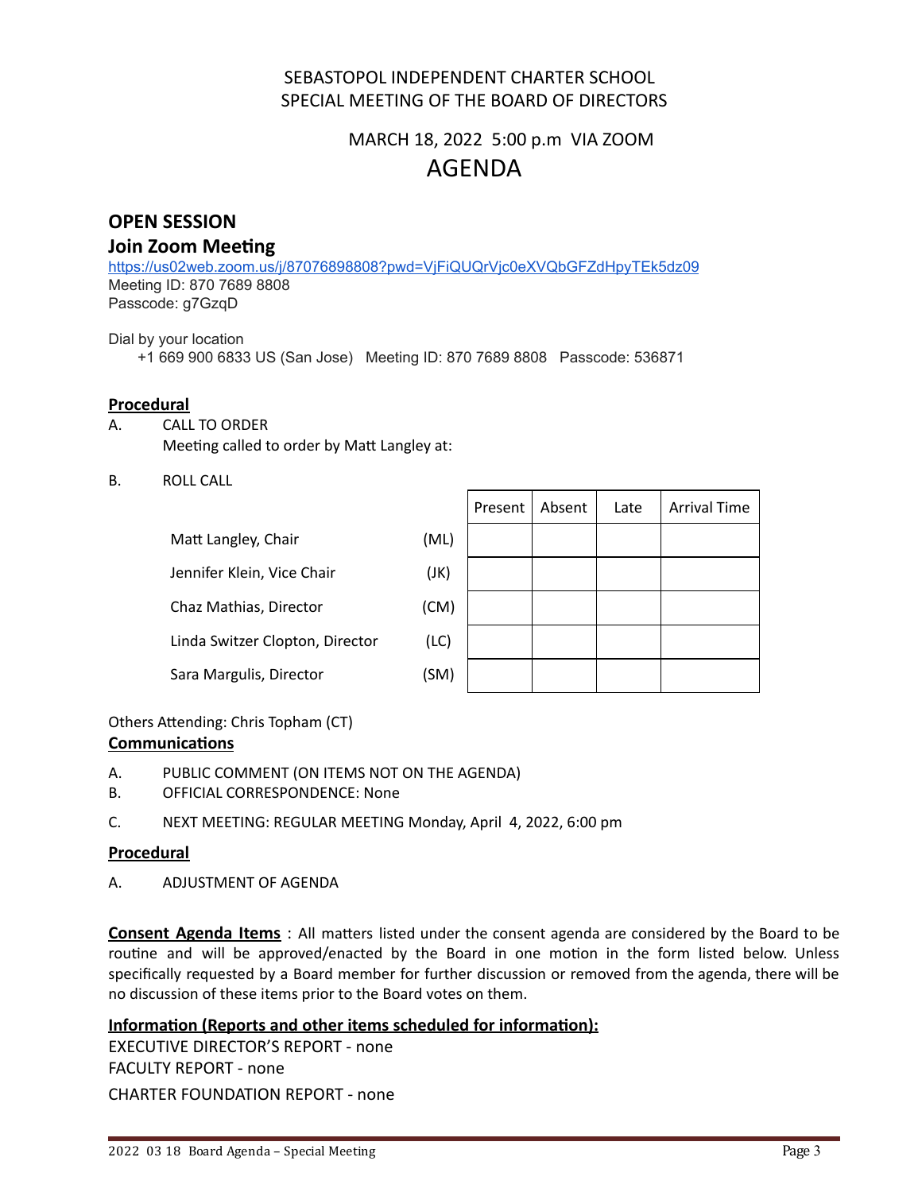# SEBASTOPOL INDEPENDENT CHARTER SCHOOL
# SPECIAL MEETING OF THE BOARD OF DIRECTORS

## MARCH 18, 2022 5:00 p.m VIA ZOOM

# AGENDA

## OPEN SESSION

### Join Zoom Meeting

https://us02web.zoom.us/j/87076898808?pwd=VjFiQUQrVjc0eXVQbGFZdHpyTEk5dz09
Meeting ID: 870 7689 8808
Passcode: g7GzqD

Dial by your location
+1 669 900 6833 US (San Jose) Meeting ID: 870 7689 8808 Passcode: 536871

**Procedural**

A. CALL TO ORDER
Meeting called to order by Matt Langley at:

B. ROLL CALL

| | | Present | Absent | Late | Arrival Time |
|---|---|---|---|---|---|
| Matt Langley, Chair | (ML) | | | | |
| Jennifer Klein, Vice Chair | (JK) | | | | |
| Chaz Mathias, Director | (CM) | | | | |
| Linda Switzer Clopton, Director | (LC) | | | | |
| Sara Margulis, Director | (SM) | | | | |

Others Attending: Chris Topham (CT)

**Communications**

A. PUBLIC COMMENT (ON ITEMS NOT ON THE AGENDA)
B. OFFICIAL CORRESPONDENCE: None
C. NEXT MEETING: REGULAR MEETING Monday, April 4, 2022, 6:00 pm

**Procedural**

A. ADJUSTMENT OF AGENDA

**Consent Agenda Items** : All matters listed under the consent agenda are considered by the Board to be routine and will be approved/enacted by the Board in one motion in the form listed below. Unless specifically requested by a Board member for further discussion or removed from the agenda, there will be no discussion of these items prior to the Board votes on them.

**Information (Reports and other items scheduled for information):**

EXECUTIVE DIRECTOR'S REPORT - none
FACULTY REPORT - none
CHARTER FOUNDATION REPORT - none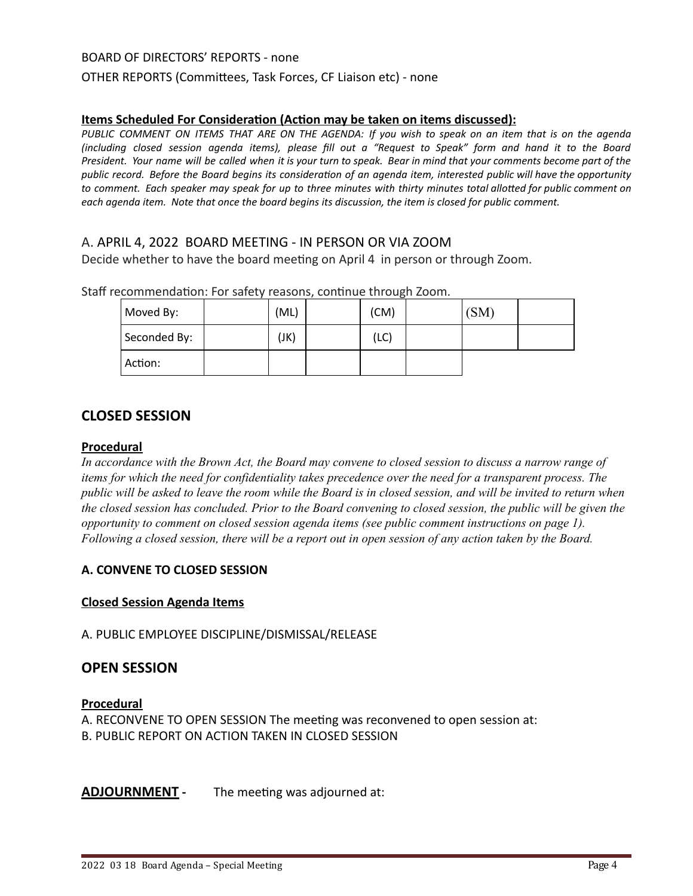BOARD OF DIRECTORS' REPORTS - none

OTHER REPORTS (Committees, Task Forces, CF Liaison etc) - none

**Items Scheduled For Consideration (Action may be taken on items discussed):**

*PUBLIC COMMENT ON ITEMS THAT ARE ON THE AGENDA: If you wish to speak on an item that is on the agenda (including closed session agenda items), please fill out a "Request to Speak" form and hand it to the Board President. Your name will be called when it is your turn to speak. Bear in mind that your comments become part of the public record. Before the Board begins its consideration of an agenda item, interested public will have the opportunity to comment. Each speaker may speak for up to three minutes with thirty minutes total allotted for public comment on each agenda item. Note that once the board begins its discussion, the item is closed for public comment.*

### A. APRIL 4, 2022 BOARD MEETING - IN PERSON OR VIA ZOOM

Decide whether to have the board meeting on April 4 in person or through Zoom.

Staff recommendation: For safety reasons, continue through Zoom.

| | | | | | | | |
|---|---|---|---|---|---|---|---|
| Moved By: | | (ML) | | (CM) | | (SM) | |
| Seconded By: | | (JK) | | (LC) | | | |
| Action: | | | | | | | |

## CLOSED SESSION

**Procedural**

*In accordance with the Brown Act, the Board may convene to closed session to discuss a narrow range of items for which the need for confidentiality takes precedence over the need for a transparent process. The public will be asked to leave the room while the Board is in closed session, and will be invited to return when the closed session has concluded. Prior to the Board convening to closed session, the public will be given the opportunity to comment on closed session agenda items (see public comment instructions on page 1). Following a closed session, there will be a report out in open session of any action taken by the Board.*

**A. CONVENE TO CLOSED SESSION**

**Closed Session Agenda Items**

A. PUBLIC EMPLOYEE DISCIPLINE/DISMISSAL/RELEASE

## OPEN SESSION

**Procedural**

A. RECONVENE TO OPEN SESSION The meeting was reconvened to open session at:

B. PUBLIC REPORT ON ACTION TAKEN IN CLOSED SESSION

**ADJOURNMENT -** The meeting was adjourned at: